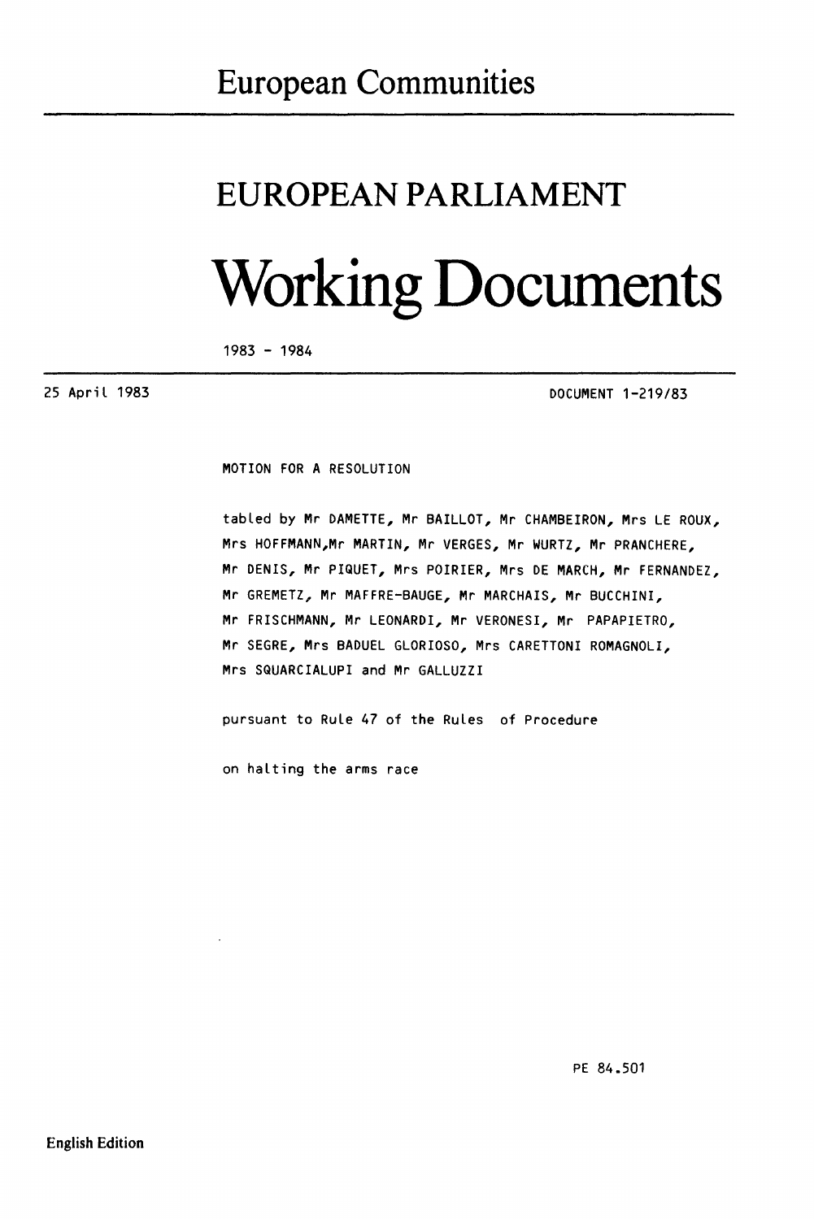European Communities

# EUROPEAN PARLIAMENT

# Working Documents

1983 - 1984

25 April 1983

DOCUMENT 1-219/83

MOTION FOR A RESOLUTION

tabled by Mr DAMETTE, Mr BAILLOT, Mr CHAMBEIRON, Mrs LE ROUX, Mrs HOFFMANN,Mr MARTIN, Mr VERGES, Mr WURTZ, Mr PRANCHERE, Mr DENIS, Mr PIQUET, Mrs POIRIER, Mrs DE MARCH, Mr FERNANDEZ, Mr GREMETZ, Mr MAFFRE-BAUGE, Mr MARCHAIS, Mr BUCCHINI, Mr FRISCHMANN, Mr LEONARDI, Mr VERONESI, Mr PAPAPIETRO, Mr SEGRE, Mrs BADUEL GLORIOSO, Mrs CARETTONI ROMAGNOLI, Mrs SQUARCIALUPI and Mr GALLUZZI

pursuant to Rule 47 of the Rules of Procedure

on halting the arms race

PE 84.501

English Edition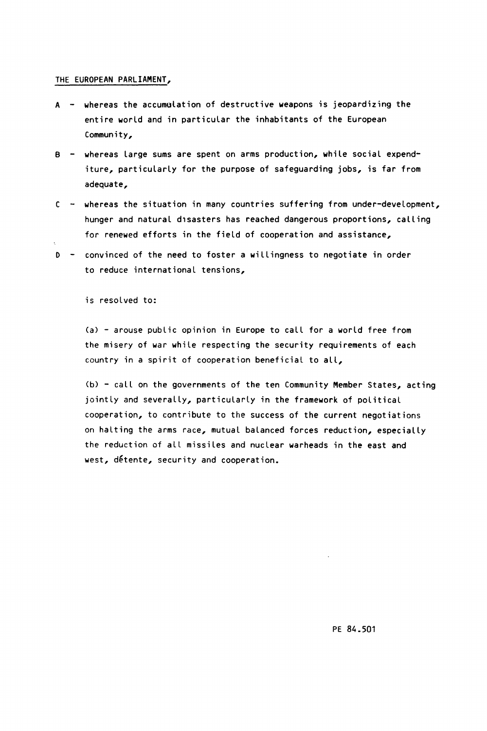THE EUROPEAN PARLIAMENT,

A - whereas the accumulation of destructive weapons is jeopardizing the entire world and in particular the inhabitants of the European Community,

B - whereas large sums are spent on arms production, while social expenditure, particularly for the purpose of safeguarding jobs, is far from adequate,

C - whereas the situation in many countries suffering from under-development, hunger and natural disasters has reached dangerous proportions, calling for renewed efforts in the field of cooperation and assistance,

D - convinced of the need to foster a willingness to negotiate in order to reduce international tensions,

is resolved to:

(a) - arouse public opinion in Europe to call for a world free from the misery of war while respecting the security requirements of each country in a spirit of cooperation beneficial to all,

(b) - call on the governments of the ten Community Member States, acting jointly and severally, particularly in the framework of political cooperation, to contribute to the success of the current negotiations on halting the arms race, mutual balanced forces reduction, especially the reduction of all missiles and nuclear warheads in the east and west, détente, security and cooperation.

PE 84.501